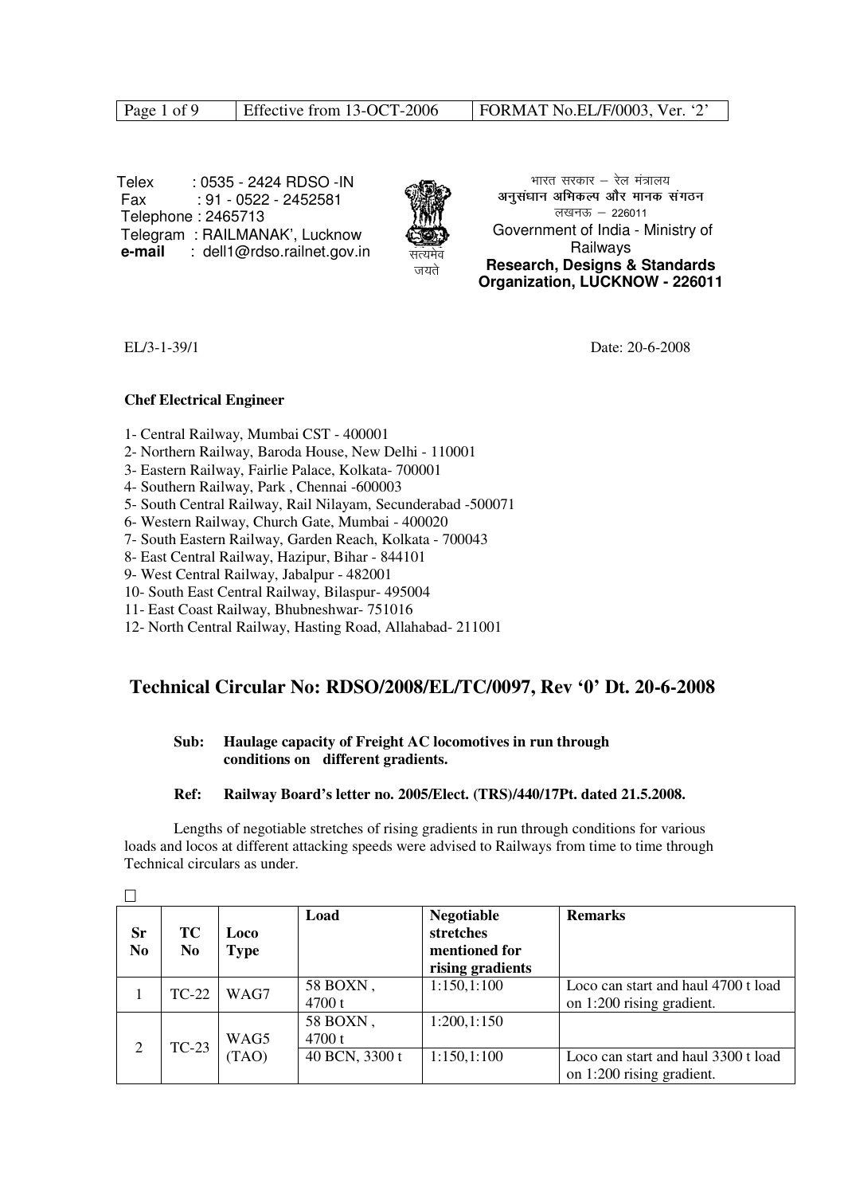Telex : 0535 - 2424 RDSO -IN
Fax : 91 - 0522 - 2452581
Telephone : 2465713
Telegram : RAILMANAK', Lucknow
**e-mail** : dell1@rdso.railnet.gov.in

सत्यमेव जयते

भारत सरकार – रेल मंत्रालय
**अनुसंधान अभिकल्प और मानक संगठन**
लखनऊ – 226011
Government of India - Ministry of Railways
**Research, Designs & Standards Organization, LUCKNOW - 226011**

EL/3-1-39/1 Date: 20-6-2008

**Chef Electrical Engineer**

1- Central Railway, Mumbai CST - 400001
2- Northern Railway, Baroda House, New Delhi - 110001
3- Eastern Railway, Fairlie Palace, Kolkata- 700001
4- Southern Railway, Park , Chennai -600003
5- South Central Railway, Rail Nilayam, Secunderabad -500071
6- Western Railway, Church Gate, Mumbai - 400020
7- South Eastern Railway, Garden Reach, Kolkata - 700043
8- East Central Railway, Hazipur, Bihar - 844101
9- West Central Railway, Jabalpur - 482001
10- South East Central Railway, Bilaspur- 495004
11- East Coast Railway, Bhubneshwar- 751016
12- North Central Railway, Hasting Road, Allahabad- 211001

## Technical Circular No: RDSO/2008/EL/TC/0097, Rev '0' Dt. 20-6-2008

**Sub: Haulage capacity of Freight AC locomotives in run through conditions on different gradients.**

**Ref: Railway Board's letter no. 2005/Elect. (TRS)/440/17Pt. dated 21.5.2008.**

Lengths of negotiable stretches of rising gradients in run through conditions for various loads and locos at different attacking speeds were advised to Railways from time to time through Technical circulars as under.

| Sr No | TC No | Loco Type | Load | Negotiable stretches mentioned for rising gradients | Remarks |
|---|---|---|---|---|---|
| 1 | TC-22 | WAG7 | 58 BOXN , 4700 t | 1:150,1:100 | Loco can start and haul 4700 t load on 1:200 rising gradient. |
| 2 | TC-23 | WAG5 (TAO) | 58 BOXN , 4700 t | 1:200,1:150 | |
| | | | 40 BCN, 3300 t | 1:150,1:100 | Loco can start and haul 3300 t load on 1:200 rising gradient. |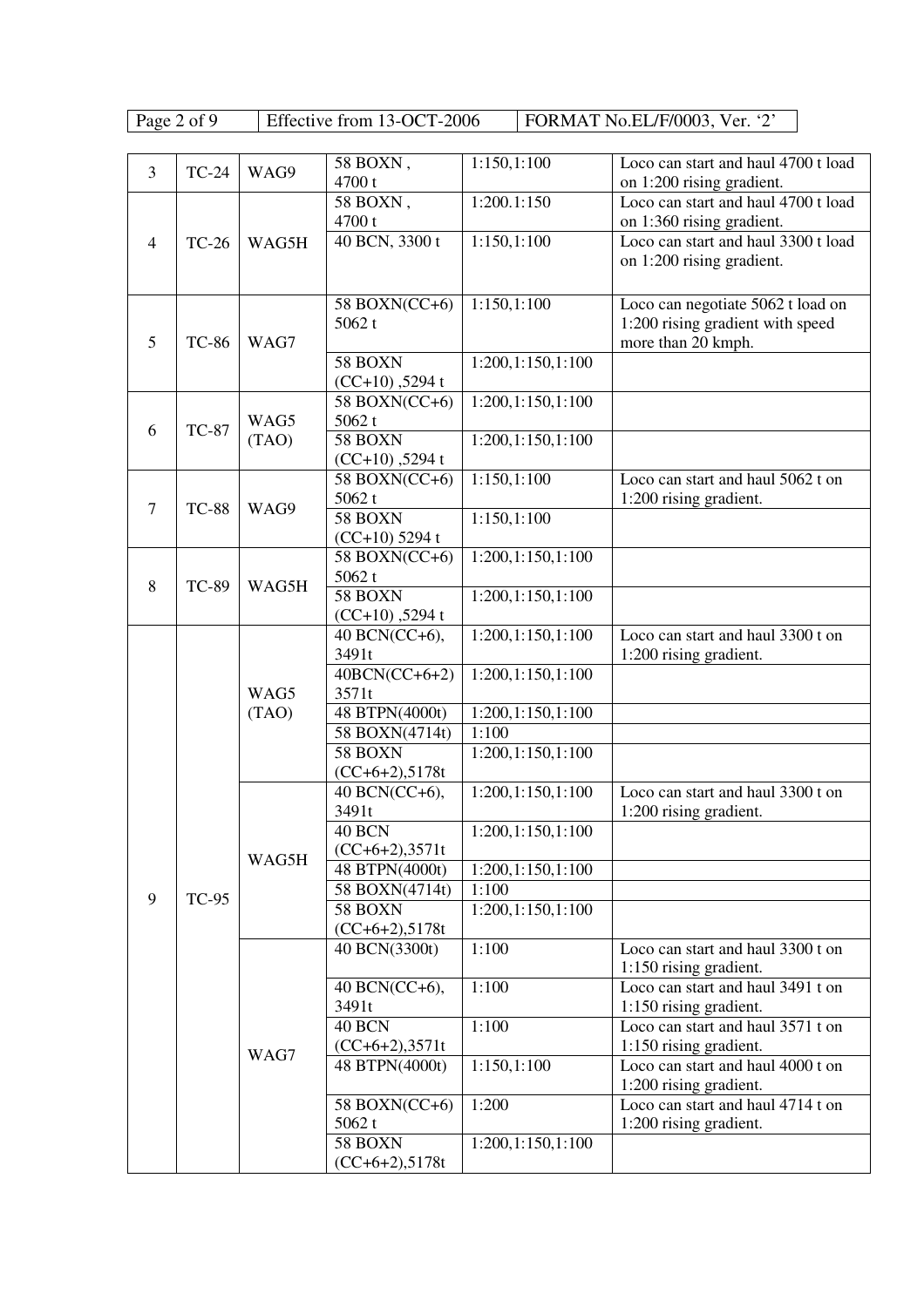| 3 | TC-24 | WAG9 | 58 BOXN , 4700 t | 1:150,1:100 | Loco can start and haul 4700 t load on 1:200 rising gradient. |
|---|---|---|---|---|---|
| 4 | TC-26 | WAG5H | 58 BOXN , 4700 t | 1:200.1:150 | Loco can start and haul 4700 t load on 1:360 rising gradient. |
| | | | 40 BCN, 3300 t | 1:150,1:100 | Loco can start and haul 3300 t load on 1:200 rising gradient. |
| 5 | TC-86 | WAG7 | 58 BOXN(CC+6) 5062 t | 1:150,1:100 | Loco can negotiate 5062 t load on 1:200 rising gradient with speed more than 20 kmph. |
| | | | 58 BOXN (CC+10) ,5294 t | 1:200,1:150,1:100 | |
| 6 | TC-87 | WAG5 (TAO) | 58 BOXN(CC+6) 5062 t | 1:200,1:150,1:100 | |
| | | | 58 BOXN (CC+10) ,5294 t | 1:200,1:150,1:100 | |
| 7 | TC-88 | WAG9 | 58 BOXN(CC+6) 5062 t | 1:150,1:100 | Loco can start and haul 5062 t on 1:200 rising gradient. |
| | | | 58 BOXN (CC+10) 5294 t | 1:150,1:100 | |
| 8 | TC-89 | WAG5H | 58 BOXN(CC+6) 5062 t | 1:200,1:150,1:100 | |
| | | | 58 BOXN (CC+10) ,5294 t | 1:200,1:150,1:100 | |
| 9 | TC-95 | WAG5 (TAO) | 40 BCN(CC+6), 3491t | 1:200,1:150,1:100 | Loco can start and haul 3300 t on 1:200 rising gradient. |
| | | | 40BCN(CC+6+2) 3571t | 1:200,1:150,1:100 | |
| | | | 48 BTPN(4000t) | 1:200,1:150,1:100 | |
| | | | 58 BOXN(4714t) | 1:100 | |
| | | | 58 BOXN (CC+6+2),5178t | 1:200,1:150,1:100 | |
| | | WAG5H | 40 BCN(CC+6), 3491t | 1:200,1:150,1:100 | Loco can start and haul 3300 t on 1:200 rising gradient. |
| | | | 40 BCN (CC+6+2),3571t | 1:200,1:150,1:100 | |
| | | | 48 BTPN(4000t) | 1:200,1:150,1:100 | |
| | | | 58 BOXN(4714t) | 1:100 | |
| | | | 58 BOXN (CC+6+2),5178t | 1:200,1:150,1:100 | |
| | | WAG7 | 40 BCN(3300t) | 1:100 | Loco can start and haul 3300 t on 1:150 rising gradient. |
| | | | 40 BCN(CC+6), 3491t | 1:100 | Loco can start and haul 3491 t on 1:150 rising gradient. |
| | | | 40 BCN (CC+6+2),3571t | 1:100 | Loco can start and haul 3571 t on 1:150 rising gradient. |
| | | | 48 BTPN(4000t) | 1:150,1:100 | Loco can start and haul 4000 t on 1:200 rising gradient. |
| | | | 58 BOXN(CC+6) 5062 t | 1:200 | Loco can start and haul 4714 t on 1:200 rising gradient. |
| | | | 58 BOXN (CC+6+2),5178t | 1:200,1:150,1:100 | |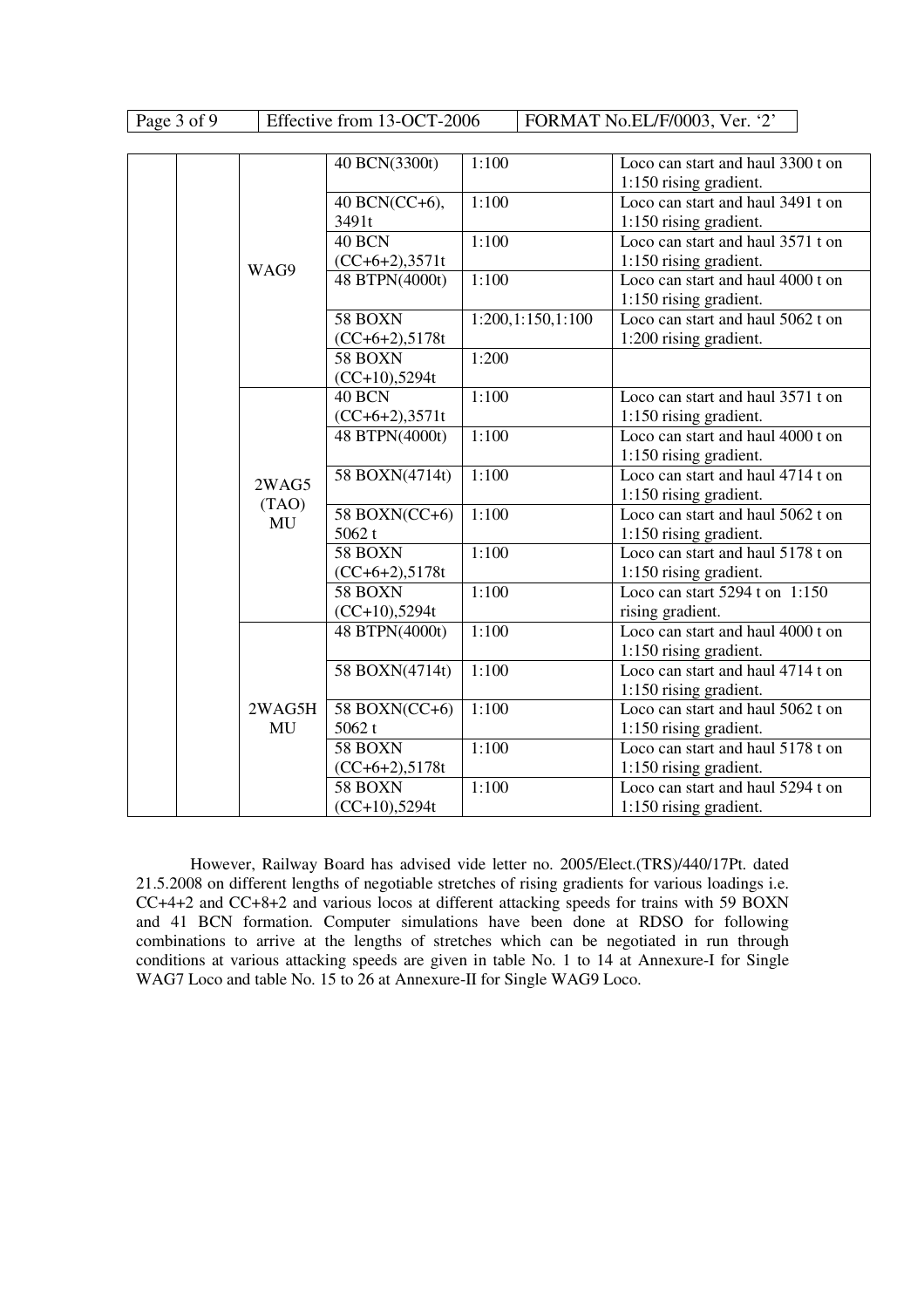|  |  |  |  |  |  |
|---|---|---|---|---|---|
|  |  | WAG9 | 40 BCN(3300t) | 1:100 | Loco can start and haul 3300 t on 1:150 rising gradient. |
|  |  |  | 40 BCN(CC+6), 3491t | 1:100 | Loco can start and haul 3491 t on 1:150 rising gradient. |
|  |  |  | 40 BCN (CC+6+2),3571t | 1:100 | Loco can start and haul 3571 t on 1:150 rising gradient. |
|  |  |  | 48 BTPN(4000t) | 1:100 | Loco can start and haul 4000 t on 1:150 rising gradient. |
|  |  |  | 58 BOXN (CC+6+2),5178t | 1:200,1:150,1:100 | Loco can start and haul 5062 t on 1:200 rising gradient. |
|  |  |  | 58 BOXN (CC+10),5294t | 1:200 |  |
|  |  | 2WAG5 (TAO) MU | 40 BCN (CC+6+2),3571t | 1:100 | Loco can start and haul 3571 t on 1:150 rising gradient. |
|  |  |  | 48 BTPN(4000t) | 1:100 | Loco can start and haul 4000 t on 1:150 rising gradient. |
|  |  |  | 58 BOXN(4714t) | 1:100 | Loco can start and haul 4714 t on 1:150 rising gradient. |
|  |  |  | 58 BOXN(CC+6) 5062 t | 1:100 | Loco can start and haul 5062 t on 1:150 rising gradient. |
|  |  |  | 58 BOXN (CC+6+2),5178t | 1:100 | Loco can start and haul 5178 t on 1:150 rising gradient. |
|  |  |  | 58 BOXN (CC+10),5294t | 1:100 | Loco can start 5294 t on 1:150 rising gradient. |
|  |  | 2WAG5H MU | 48 BTPN(4000t) | 1:100 | Loco can start and haul 4000 t on 1:150 rising gradient. |
|  |  |  | 58 BOXN(4714t) | 1:100 | Loco can start and haul 4714 t on 1:150 rising gradient. |
|  |  |  | 58 BOXN(CC+6) 5062 t | 1:100 | Loco can start and haul 5062 t on 1:150 rising gradient. |
|  |  |  | 58 BOXN (CC+6+2),5178t | 1:100 | Loco can start and haul 5178 t on 1:150 rising gradient. |
|  |  |  | 58 BOXN (CC+10),5294t | 1:100 | Loco can start and haul 5294 t on 1:150 rising gradient. |

However, Railway Board has advised vide letter no. 2005/Elect.(TRS)/440/17Pt. dated 21.5.2008 on different lengths of negotiable stretches of rising gradients for various loadings i.e. CC+4+2 and CC+8+2 and various locos at different attacking speeds for trains with 59 BOXN and 41 BCN formation. Computer simulations have been done at RDSO for following combinations to arrive at the lengths of stretches which can be negotiated in run through conditions at various attacking speeds are given in table No. 1 to 14 at Annexure-I for Single WAG7 Loco and table No. 15 to 26 at Annexure-II for Single WAG9 Loco.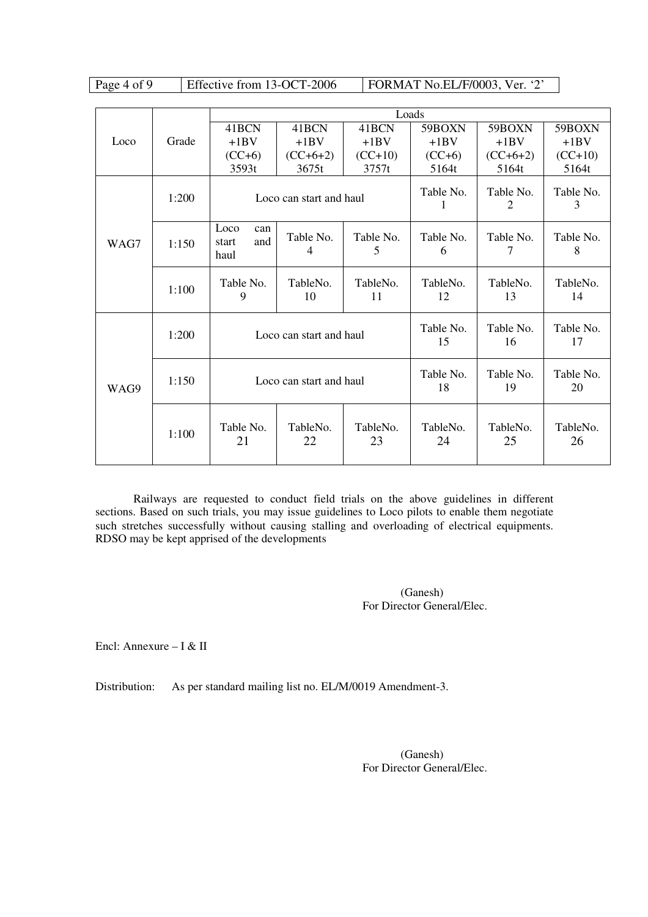| Loco | Grade | Loads | | | | | |
|---|---|---|---|---|---|---|---|
| | | 41BCN +1BV (CC+6) 3593t | 41BCN +1BV (CC+6+2) 3675t | 41BCN +1BV (CC+10) 3757t | 59BOXN +1BV (CC+6) 5164t | 59BOXN +1BV (CC+6+2) 5164t | 59BOXN +1BV (CC+10) 5164t |
| WAG7 | 1:200 | Loco can start and haul | | | Table No. 1 | Table No. 2 | Table No. 3 |
| | 1:150 | Loco can start and haul | Table No. 4 | Table No. 5 | Table No. 6 | Table No. 7 | Table No. 8 |
| | 1:100 | Table No. 9 | TableNo. 10 | TableNo. 11 | TableNo. 12 | TableNo. 13 | TableNo. 14 |
| WAG9 | 1:200 | Loco can start and haul | | | Table No. 15 | Table No. 16 | Table No. 17 |
| | 1:150 | Loco can start and haul | | | Table No. 18 | Table No. 19 | Table No. 20 |
| | 1:100 | Table No. 21 | TableNo. 22 | TableNo. 23 | TableNo. 24 | TableNo. 25 | TableNo. 26 |

Railways are requested to conduct field trials on the above guidelines in different sections. Based on such trials, you may issue guidelines to Loco pilots to enable them negotiate such stretches successfully without causing stalling and overloading of electrical equipments. RDSO may be kept apprised of the developments

(Ganesh)
For Director General/Elec.

Encl: Annexure – I & II

Distribution: As per standard mailing list no. EL/M/0019 Amendment-3.

(Ganesh)
For Director General/Elec.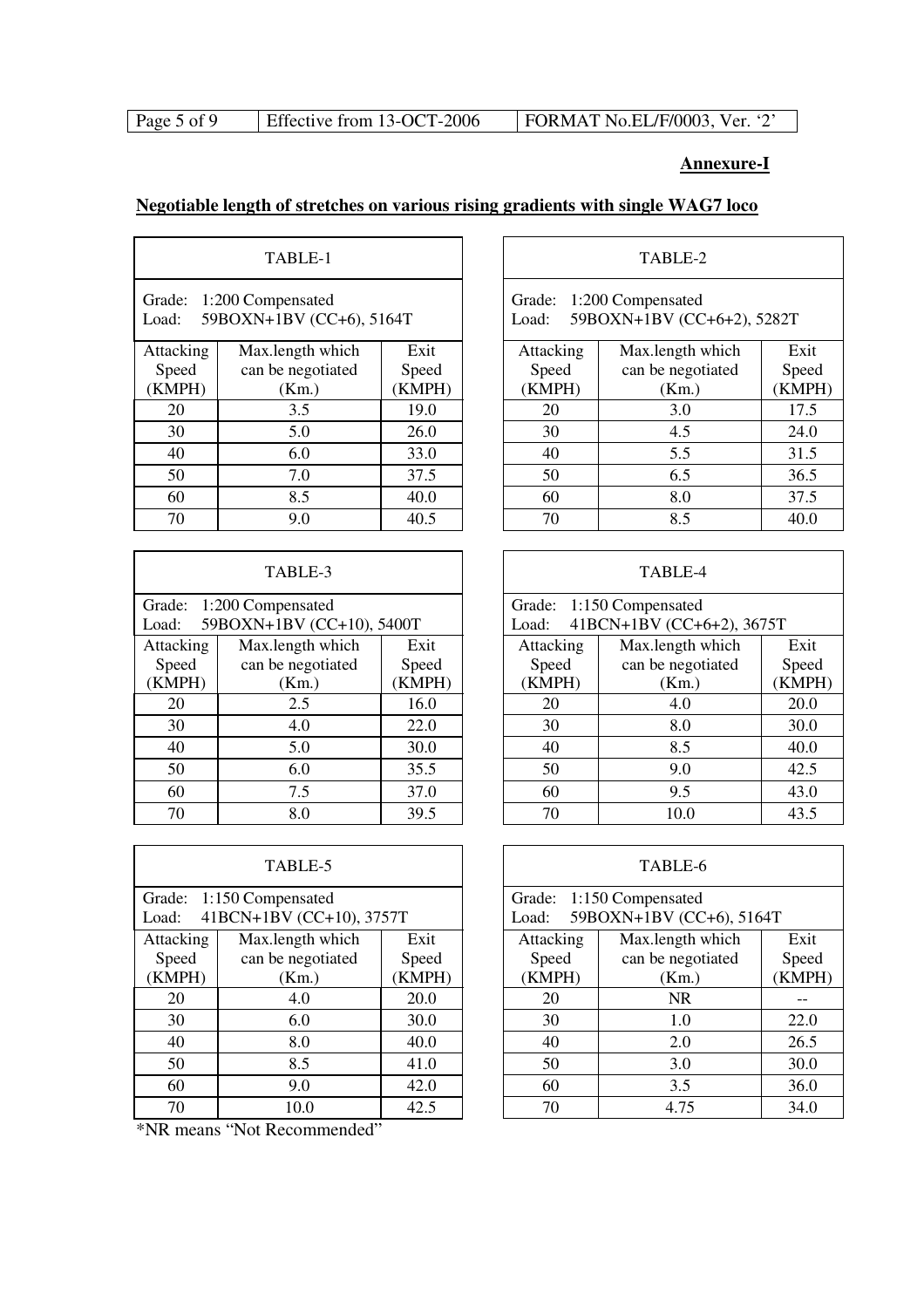**Annexure-I**

## Negotiable length of stretches on various rising gradients with single WAG7 loco

| TABLE-1 | | |
|---|---|---|
| Grade: 1:200 Compensated<br>Load: 59BOXN+1BV (CC+6), 5164T | | |
| Attacking Speed (KMPH) | Max.length which can be negotiated (Km.) | Exit Speed (KMPH) |
| 20 | 3.5 | 19.0 |
| 30 | 5.0 | 26.0 |
| 40 | 6.0 | 33.0 |
| 50 | 7.0 | 37.5 |
| 60 | 8.5 | 40.0 |
| 70 | 9.0 | 40.5 |

| TABLE-2 | | |
|---|---|---|
| Grade: 1:200 Compensated<br>Load: 59BOXN+1BV (CC+6+2), 5282T | | |
| Attacking Speed (KMPH) | Max.length which can be negotiated (Km.) | Exit Speed (KMPH) |
| 20 | 3.0 | 17.5 |
| 30 | 4.5 | 24.0 |
| 40 | 5.5 | 31.5 |
| 50 | 6.5 | 36.5 |
| 60 | 8.0 | 37.5 |
| 70 | 8.5 | 40.0 |

| TABLE-3 | | |
|---|---|---|
| Grade: 1:200 Compensated<br>Load: 59BOXN+1BV (CC+10), 5400T | | |
| Attacking Speed (KMPH) | Max.length which can be negotiated (Km.) | Exit Speed (KMPH) |
| 20 | 2.5 | 16.0 |
| 30 | 4.0 | 22.0 |
| 40 | 5.0 | 30.0 |
| 50 | 6.0 | 35.5 |
| 60 | 7.5 | 37.0 |
| 70 | 8.0 | 39.5 |

| TABLE-4 | | |
|---|---|---|
| Grade: 1:150 Compensated<br>Load: 41BCN+1BV (CC+6+2), 3675T | | |
| Attacking Speed (KMPH) | Max.length which can be negotiated (Km.) | Exit Speed (KMPH) |
| 20 | 4.0 | 20.0 |
| 30 | 8.0 | 30.0 |
| 40 | 8.5 | 40.0 |
| 50 | 9.0 | 42.5 |
| 60 | 9.5 | 43.0 |
| 70 | 10.0 | 43.5 |

| TABLE-5 | | |
|---|---|---|
| Grade: 1:150 Compensated<br>Load: 41BCN+1BV (CC+10), 3757T | | |
| Attacking Speed (KMPH) | Max.length which can be negotiated (Km.) | Exit Speed (KMPH) |
| 20 | 4.0 | 20.0 |
| 30 | 6.0 | 30.0 |
| 40 | 8.0 | 40.0 |
| 50 | 8.5 | 41.0 |
| 60 | 9.0 | 42.0 |
| 70 | 10.0 | 42.5 |

| TABLE-6 | | |
|---|---|---|
| Grade: 1:150 Compensated<br>Load: 59BOXN+1BV (CC+6), 5164T | | |
| Attacking Speed (KMPH) | Max.length which can be negotiated (Km.) | Exit Speed (KMPH) |
| 20 | NR | -- |
| 30 | 1.0 | 22.0 |
| 40 | 2.0 | 26.5 |
| 50 | 3.0 | 30.0 |
| 60 | 3.5 | 36.0 |
| 70 | 4.75 | 34.0 |

*NR means "Not Recommended"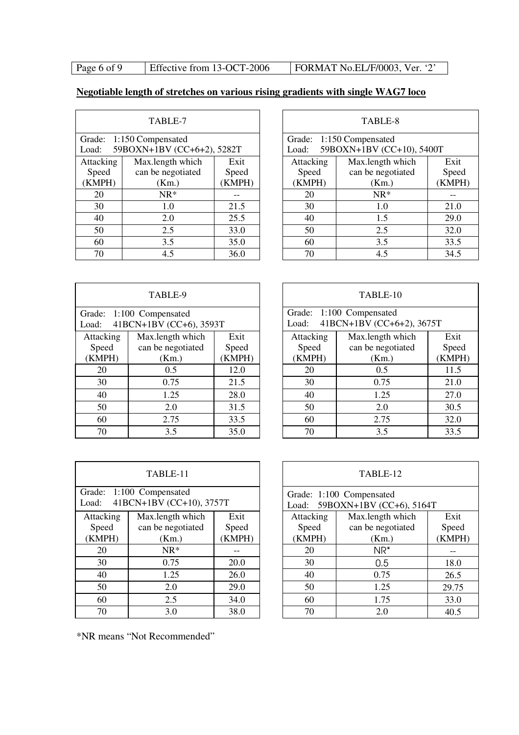**Negotiable length of stretches on various rising gradients with single WAG7 loco**

| TABLE-7 | | |
|---|---|---|
| Grade: 1:150 Compensated<br>Load: 59BOXN+1BV (CC+6+2), 5282T | | |
| Attacking Speed (KMPH) | Max.length which can be negotiated (Km.) | Exit Speed (KMPH) |
| 20 | NR* | -- |
| 30 | 1.0 | 21.5 |
| 40 | 2.0 | 25.5 |
| 50 | 2.5 | 33.0 |
| 60 | 3.5 | 35.0 |
| 70 | 4.5 | 36.0 |

| TABLE-8 | | |
|---|---|---|
| Grade: 1:150 Compensated<br>Load: 59BOXN+1BV (CC+10), 5400T | | |
| Attacking Speed (KMPH) | Max.length which can be negotiated (Km.) | Exit Speed (KMPH) |
| 20 | NR* | -- |
| 30 | 1.0 | 21.0 |
| 40 | 1.5 | 29.0 |
| 50 | 2.5 | 32.0 |
| 60 | 3.5 | 33.5 |
| 70 | 4.5 | 34.5 |

| TABLE-9 | | |
|---|---|---|
| Grade: 1:100 Compensated<br>Load: 41BCN+1BV (CC+6), 3593T | | |
| Attacking Speed (KMPH) | Max.length which can be negotiated (Km.) | Exit Speed (KMPH) |
| 20 | 0.5 | 12.0 |
| 30 | 0.75 | 21.5 |
| 40 | 1.25 | 28.0 |
| 50 | 2.0 | 31.5 |
| 60 | 2.75 | 33.5 |
| 70 | 3.5 | 35.0 |

| TABLE-10 | | |
|---|---|---|
| Grade: 1:100 Compensated<br>Load: 41BCN+1BV (CC+6+2), 3675T | | |
| Attacking Speed (KMPH) | Max.length which can be negotiated (Km.) | Exit Speed (KMPH) |
| 20 | 0.5 | 11.5 |
| 30 | 0.75 | 21.0 |
| 40 | 1.25 | 27.0 |
| 50 | 2.0 | 30.5 |
| 60 | 2.75 | 32.0 |
| 70 | 3.5 | 33.5 |

| TABLE-11 | | |
|---|---|---|
| Grade: 1:100 Compensated<br>Load: 41BCN+1BV (CC+10), 3757T | | |
| Attacking Speed (KMPH) | Max.length which can be negotiated (Km.) | Exit Speed (KMPH) |
| 20 | NR* | -- |
| 30 | 0.75 | 20.0 |
| 40 | 1.25 | 26.0 |
| 50 | 2.0 | 29.0 |
| 60 | 2.5 | 34.0 |
| 70 | 3.0 | 38.0 |

| TABLE-12 | | |
|---|---|---|
| Grade: 1:100 Compensated<br>Load: 59BOXN+1BV (CC+6), 5164T | | |
| Attacking Speed (KMPH) | Max.length which can be negotiated (Km.) | Exit Speed (KMPH) |
| 20 | NR* | -- |
| 30 | 0.5 | 18.0 |
| 40 | 0.75 | 26.5 |
| 50 | 1.25 | 29.75 |
| 60 | 1.75 | 33.0 |
| 70 | 2.0 | 40.5 |

*NR means "Not Recommended"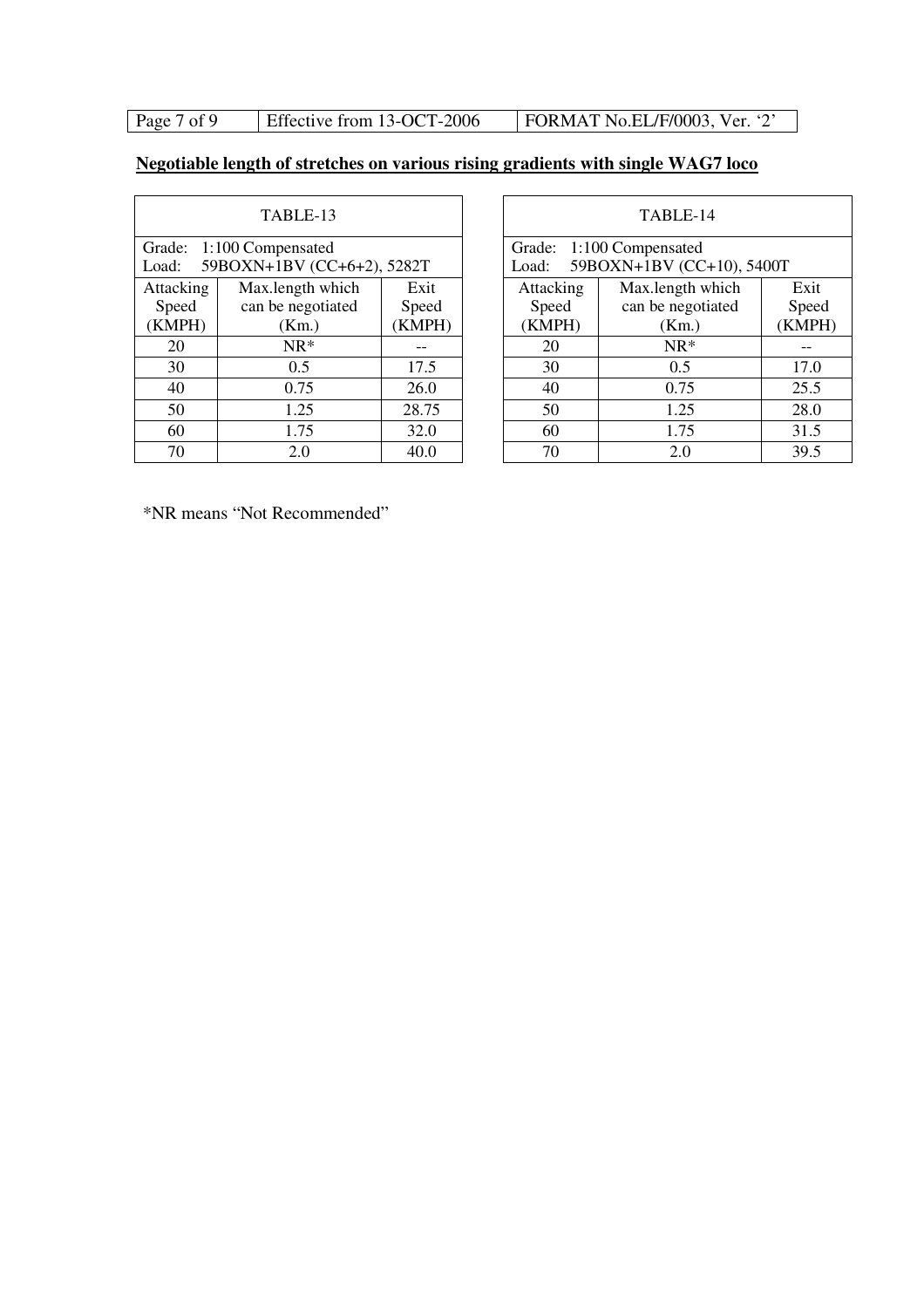**Negotiable length of stretches on various rising gradients with single WAG7 loco**

| TABLE-13 | | |
|---|---|---|
| Grade: 1:100 Compensated<br>Load: 59BOXN+1BV (CC+6+2), 5282T | | |
| Attacking Speed (KMPH) | Max.length which can be negotiated (Km.) | Exit Speed (KMPH) |
| 20 | NR* | -- |
| 30 | 0.5 | 17.5 |
| 40 | 0.75 | 26.0 |
| 50 | 1.25 | 28.75 |
| 60 | 1.75 | 32.0 |
| 70 | 2.0 | 40.0 |

| TABLE-14 | | |
|---|---|---|
| Grade: 1:100 Compensated<br>Load: 59BOXN+1BV (CC+10), 5400T | | |
| Attacking Speed (KMPH) | Max.length which can be negotiated (Km.) | Exit Speed (KMPH) |
| 20 | NR* | -- |
| 30 | 0.5 | 17.0 |
| 40 | 0.75 | 25.5 |
| 50 | 1.25 | 28.0 |
| 60 | 1.75 | 31.5 |
| 70 | 2.0 | 39.5 |

*NR means "Not Recommended"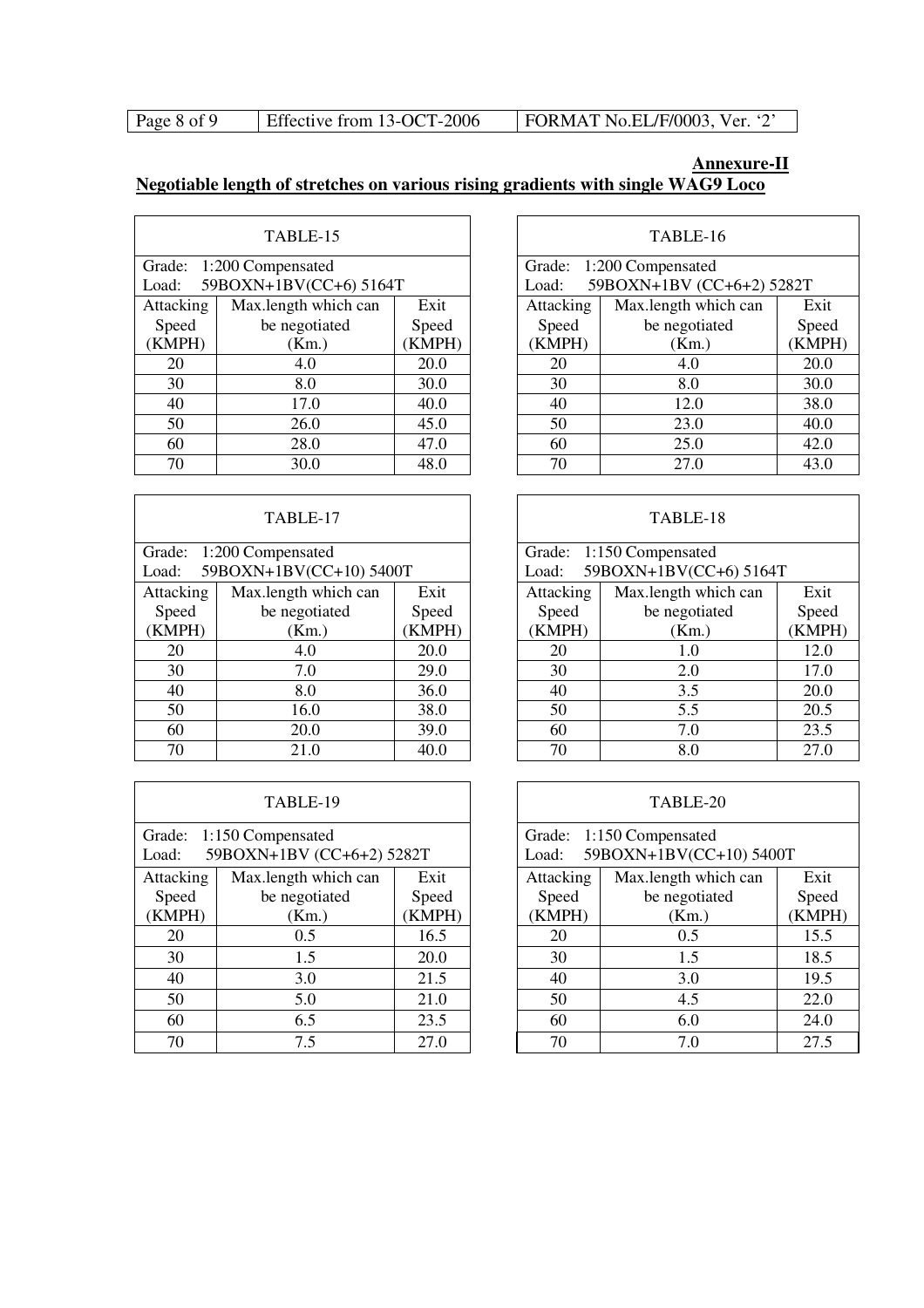**Annexure-II**

## Negotiable length of stretches on various rising gradients with single WAG9 Loco

| TABLE-15 | | |
|---|---|---|
| Grade: 1:200 Compensated<br>Load: 59BOXN+1BV(CC+6) 5164T | | |
| Attacking Speed (KMPH) | Max.length which can be negotiated (Km.) | Exit Speed (KMPH) |
| 20 | 4.0 | 20.0 |
| 30 | 8.0 | 30.0 |
| 40 | 17.0 | 40.0 |
| 50 | 26.0 | 45.0 |
| 60 | 28.0 | 47.0 |
| 70 | 30.0 | 48.0 |

| TABLE-16 | | |
|---|---|---|
| Grade: 1:200 Compensated<br>Load: 59BOXN+1BV (CC+6+2) 5282T | | |
| Attacking Speed (KMPH) | Max.length which can be negotiated (Km.) | Exit Speed (KMPH) |
| 20 | 4.0 | 20.0 |
| 30 | 8.0 | 30.0 |
| 40 | 12.0 | 38.0 |
| 50 | 23.0 | 40.0 |
| 60 | 25.0 | 42.0 |
| 70 | 27.0 | 43.0 |

| TABLE-17 | | |
|---|---|---|
| Grade: 1:200 Compensated<br>Load: 59BOXN+1BV(CC+10) 5400T | | |
| Attacking Speed (KMPH) | Max.length which can be negotiated (Km.) | Exit Speed (KMPH) |
| 20 | 4.0 | 20.0 |
| 30 | 7.0 | 29.0 |
| 40 | 8.0 | 36.0 |
| 50 | 16.0 | 38.0 |
| 60 | 20.0 | 39.0 |
| 70 | 21.0 | 40.0 |

| TABLE-18 | | |
|---|---|---|
| Grade: 1:150 Compensated<br>Load: 59BOXN+1BV(CC+6) 5164T | | |
| Attacking Speed (KMPH) | Max.length which can be negotiated (Km.) | Exit Speed (KMPH) |
| 20 | 1.0 | 12.0 |
| 30 | 2.0 | 17.0 |
| 40 | 3.5 | 20.0 |
| 50 | 5.5 | 20.5 |
| 60 | 7.0 | 23.5 |
| 70 | 8.0 | 27.0 |

| TABLE-19 | | |
|---|---|---|
| Grade: 1:150 Compensated<br>Load: 59BOXN+1BV (CC+6+2) 5282T | | |
| Attacking Speed (KMPH) | Max.length which can be negotiated (Km.) | Exit Speed (KMPH) |
| 20 | 0.5 | 16.5 |
| 30 | 1.5 | 20.0 |
| 40 | 3.0 | 21.5 |
| 50 | 5.0 | 21.0 |
| 60 | 6.5 | 23.5 |
| 70 | 7.5 | 27.0 |

| TABLE-20 | | |
|---|---|---|
| Grade: 1:150 Compensated<br>Load: 59BOXN+1BV(CC+10) 5400T | | |
| Attacking Speed (KMPH) | Max.length which can be negotiated (Km.) | Exit Speed (KMPH) |
| 20 | 0.5 | 15.5 |
| 30 | 1.5 | 18.5 |
| 40 | 3.0 | 19.5 |
| 50 | 4.5 | 22.0 |
| 60 | 6.0 | 24.0 |
| 70 | 7.0 | 27.5 |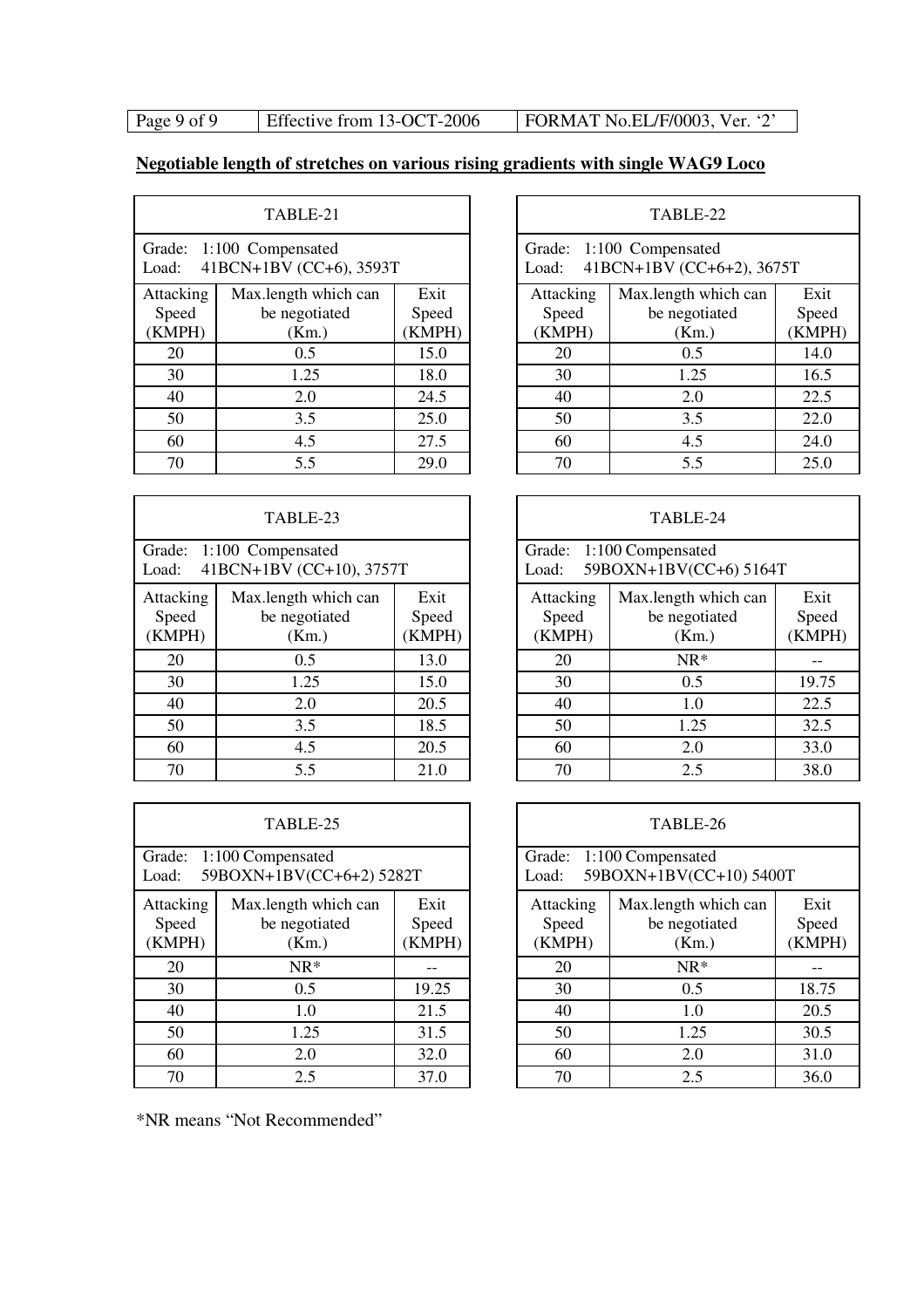## Negotiable length of stretches on various rising gradients with single WAG9 Loco

**TABLE-21**

Grade: 1:100 Compensated
Load: 41BCN+1BV (CC+6), 3593T

| Attacking Speed (KMPH) | Max.length which can be negotiated (Km.) | Exit Speed (KMPH) |
|---|---|---|
| 20 | 0.5 | 15.0 |
| 30 | 1.25 | 18.0 |
| 40 | 2.0 | 24.5 |
| 50 | 3.5 | 25.0 |
| 60 | 4.5 | 27.5 |
| 70 | 5.5 | 29.0 |

**TABLE-22**

Grade: 1:100 Compensated
Load: 41BCN+1BV (CC+6+2), 3675T

| Attacking Speed (KMPH) | Max.length which can be negotiated (Km.) | Exit Speed (KMPH) |
|---|---|---|
| 20 | 0.5 | 14.0 |
| 30 | 1.25 | 16.5 |
| 40 | 2.0 | 22.5 |
| 50 | 3.5 | 22.0 |
| 60 | 4.5 | 24.0 |
| 70 | 5.5 | 25.0 |

**TABLE-23**

Grade: 1:100 Compensated
Load: 41BCN+1BV (CC+10), 3757T

| Attacking Speed (KMPH) | Max.length which can be negotiated (Km.) | Exit Speed (KMPH) |
|---|---|---|
| 20 | 0.5 | 13.0 |
| 30 | 1.25 | 15.0 |
| 40 | 2.0 | 20.5 |
| 50 | 3.5 | 18.5 |
| 60 | 4.5 | 20.5 |
| 70 | 5.5 | 21.0 |

**TABLE-24**

Grade: 1:100 Compensated
Load: 59BOXN+1BV(CC+6) 5164T

| Attacking Speed (KMPH) | Max.length which can be negotiated (Km.) | Exit Speed (KMPH) |
|---|---|---|
| 20 | NR* | -- |
| 30 | 0.5 | 19.75 |
| 40 | 1.0 | 22.5 |
| 50 | 1.25 | 32.5 |
| 60 | 2.0 | 33.0 |
| 70 | 2.5 | 38.0 |

**TABLE-25**

Grade: 1:100 Compensated
Load: 59BOXN+1BV(CC+6+2) 5282T

| Attacking Speed (KMPH) | Max.length which can be negotiated (Km.) | Exit Speed (KMPH) |
|---|---|---|
| 20 | NR* | -- |
| 30 | 0.5 | 19.25 |
| 40 | 1.0 | 21.5 |
| 50 | 1.25 | 31.5 |
| 60 | 2.0 | 32.0 |
| 70 | 2.5 | 37.0 |

**TABLE-26**

Grade: 1:100 Compensated
Load: 59BOXN+1BV(CC+10) 5400T

| Attacking Speed (KMPH) | Max.length which can be negotiated (Km.) | Exit Speed (KMPH) |
|---|---|---|
| 20 | NR* | -- |
| 30 | 0.5 | 18.75 |
| 40 | 1.0 | 20.5 |
| 50 | 1.25 | 30.5 |
| 60 | 2.0 | 31.0 |
| 70 | 2.5 | 36.0 |

*NR means "Not Recommended"